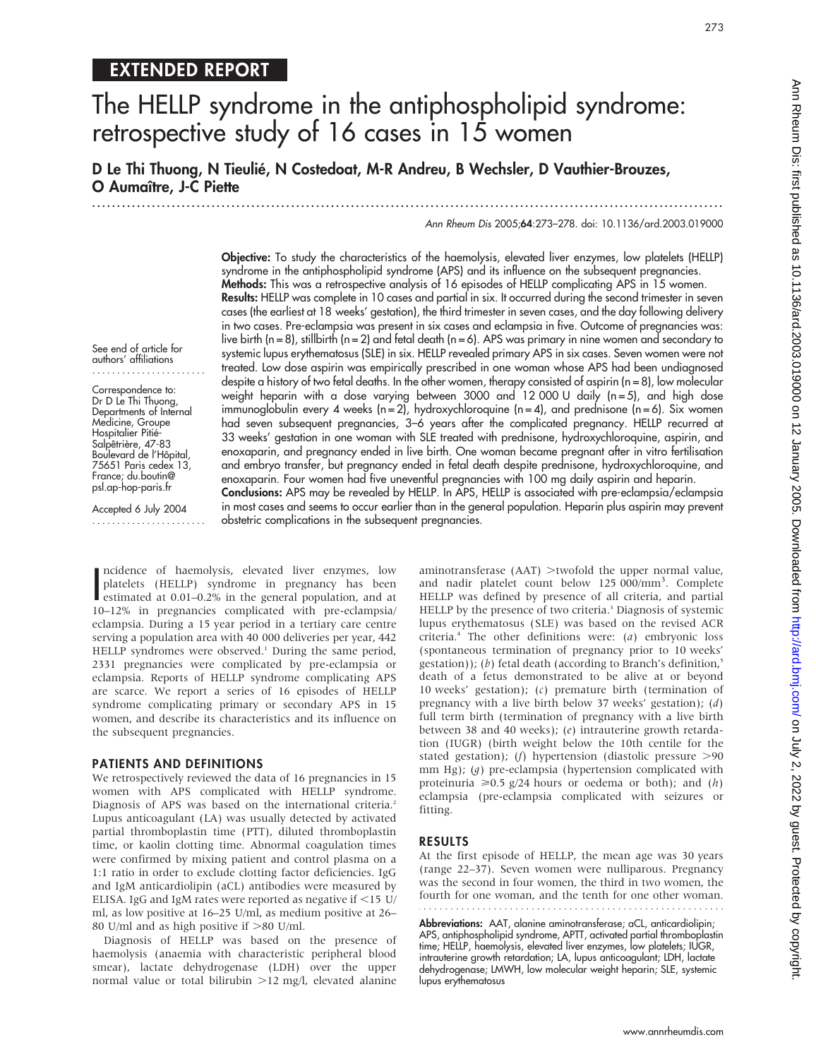## EXTENDED REPORT

# The HELLP syndrome in the antiphospholipid syndrome: retrospective study of 16 cases in 15 women

D Le Thi Thuong, N Tieulié, N Costedoat, M-R Andreu, B Wechsler, D Vauthier-Brouzes, O Aumaître, J-C Piette

See end of article for authors' affiliations

Correspondence to: Dr D Le Thi Thuong, Departments of Internal Medicine, Groupe Hospitalier Pitié-Salpêtrière, 47-83 Boulevard de l'Hôpital, 75651 Paris cedex 13, France; du.boutin@psl.ap-hop-paris.fr

Accepted 6 July 2004

**Objective:** To study the characteristics of the haemolysis, elevated liver enzymes, low platelets (HELLP) syndrome in the antiphospholipid syndrome (APS) and its influence on the subsequent pregnancies.

**Methods:** This was a retrospective analysis of 16 episodes of HELLP complicating APS in 15 women.

**Results:** HELLP was complete in 10 cases and partial in six. It occurred during the second trimester in seven cases (the earliest at 18 weeks' gestation), the third trimester in seven cases, and the day following delivery in two cases. Pre-eclampsia was present in six cases and eclampsia in five. Outcome of pregnancies was: live birth (n = 8), stillbirth (n = 2) and fetal death (n = 6). APS was primary in nine women and secondary to systemic lupus erythematosus (SLE) in six. HELLP revealed primary APS in six cases. Seven women were not treated. Low dose aspirin was empirically prescribed in one woman whose APS had been undiagnosed despite a history of two fetal deaths. In the other women, therapy consisted of aspirin (n = 8), low molecular weight heparin with a dose varying between 3000 and 12 000 U daily (n = 5), and high dose immunoglobulin every 4 weeks (n = 2), hydroxychloroquine (n = 4), and prednisone (n = 6). Six women had seven subsequent pregnancies, 3–6 years after the complicated pregnancy. HELLP recurred at 33 weeks' gestation in one woman with SLE treated with prednisone, hydroxychloroquine, aspirin, and enoxaparin, and pregnancy ended in live birth. One woman became pregnant after in vitro fertilisation and embryo transfer, but pregnancy ended in fetal death despite prednisone, hydroxychloroquine, and enoxaparin. Four women had five uneventful pregnancies with 100 mg daily aspirin and heparin.

**Conclusions:** APS may be revealed by HELLP. In APS, HELLP is associated with pre-eclampsia/eclampsia in most cases and seems to occur earlier than in the general population. Heparin plus aspirin may prevent obstetric complications in the subsequent pregnancies.

Incidence of haemolysis, elevated liver enzymes, low platelets (HELLP) syndrome in pregnancy has been estimated at 0.01–0.2% in the general population, and at 10–12% in pregnancies complicated with pre-eclampsia/eclampsia. During a 15 year period in a tertiary care centre serving a population area with 40 000 deliveries per year, 442 HELLP syndromes were observed.[1] During the same period, 2331 pregnancies were complicated by pre-eclampsia or eclampsia. Reports of HELLP syndrome complicating APS are scarce. We report a series of 16 episodes of HELLP syndrome complicating primary or secondary APS in 15 women, and describe its characteristics and its influence on the subsequent pregnancies.

## PATIENTS AND DEFINITIONS

We retrospectively reviewed the data of 16 pregnancies in 15 women with APS complicated with HELLP syndrome. Diagnosis of APS was based on the international criteria.[2] Lupus anticoagulant (LA) was usually detected by activated partial thromboplastin time (PTT), diluted thromboplastin time, or kaolin clotting time. Abnormal coagulation times were confirmed by mixing patient and control plasma on a 1:1 ratio in order to exclude clotting factor deficiencies. IgG and IgM anticardiolipin (aCL) antibodies were measured by ELISA. IgG and IgM rates were reported as negative if <15 U/ml, as low positive at 16–25 U/ml, as medium positive at 26–80 U/ml and as high positive if >80 U/ml.

Diagnosis of HELLP was based on the presence of haemolysis (anaemia with characteristic peripheral blood smear), lactate dehydrogenase (LDH) over the upper normal value or total bilirubin >12 mg/l, elevated alanine aminotransferase (AAT) >twofold the upper normal value, and nadir platelet count below 125 000/mm$^3$. Complete HELLP was defined by presence of all criteria, and partial HELLP by the presence of two criteria.[3] Diagnosis of systemic lupus erythematosus (SLE) was based on the revised ACR criteria.[4] The other definitions were: (*a*) embryonic loss (spontaneous termination of pregnancy prior to 10 weeks' gestation)); (*b*) fetal death (according to Branch's definition,[5] death of a fetus demonstrated to be alive at or beyond 10 weeks' gestation); (*c*) premature birth (termination of pregnancy with a live birth below 37 weeks' gestation); (*d*) full term birth (termination of pregnancy with a live birth between 38 and 40 weeks); (*e*) intrauterine growth retardation (IUGR) (birth weight below the 10th centile for the stated gestation); (*f*) hypertension (diastolic pressure >90 mm Hg); (*g*) pre-eclampsia (hypertension complicated with proteinuria ≥0.5 g/24 hours or oedema or both); and (*h*) eclampsia (pre-eclampsia complicated with seizures or fitting.

## RESULTS

At the first episode of HELLP, the mean age was 30 years (range 22–37). Seven women were nulliparous. Pregnancy was the second in four women, the third in two women, the fourth for one woman, and the tenth for one other woman.

**Abbreviations:** AAT, alanine aminotransferase; aCL, anticardiolipin; APS, antiphospholipid syndrome, APTT, activated partial thromboplastin time; HELLP, haemolysis, elevated liver enzymes, low platelets; IUGR, intrauterine growth retardation; LA, lupus anticoagulant; LDH, lactate dehydrogenase; LMWH, low molecular weight heparin; SLE, systemic lupus erythematosus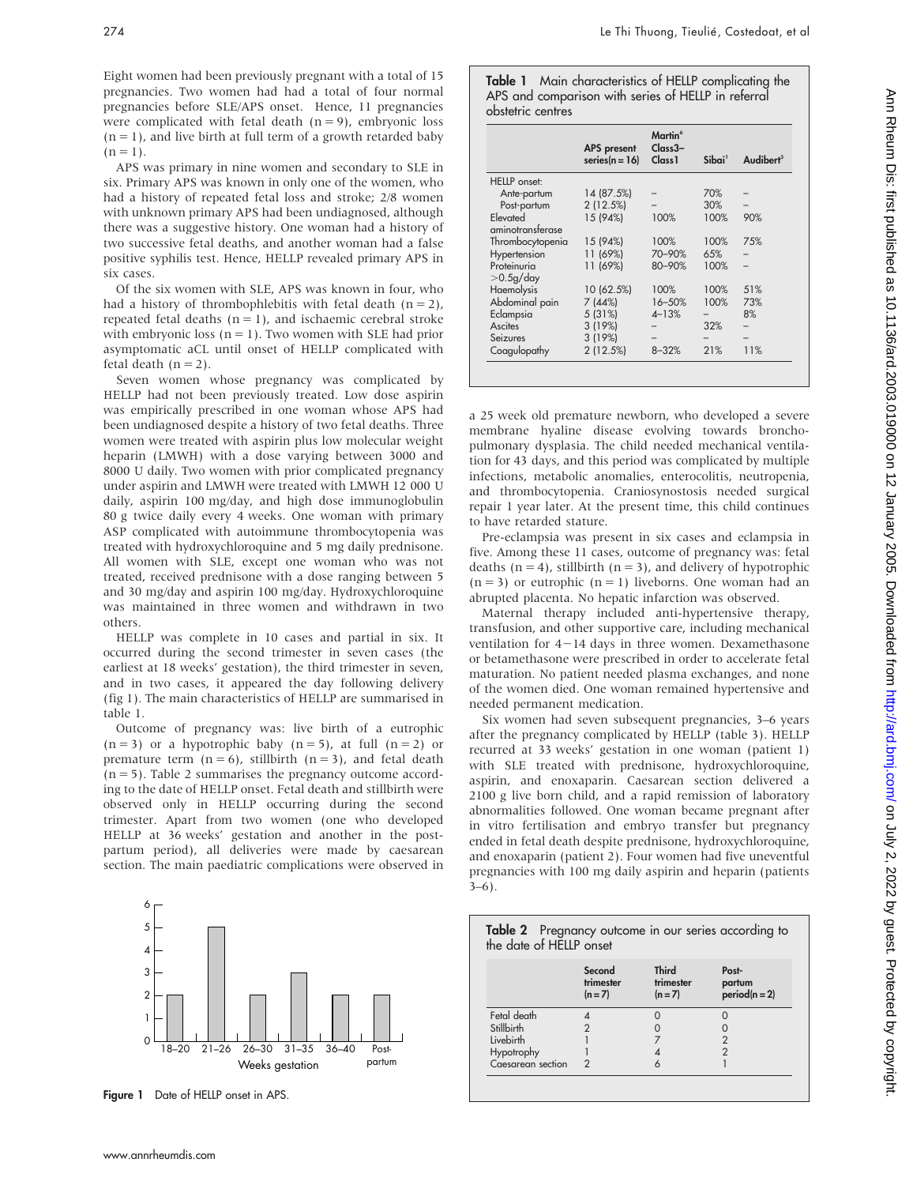Eight women had been previously pregnant with a total of 15 pregnancies. Two women had had a total of four normal pregnancies before SLE/APS onset. Hence, 11 pregnancies were complicated with fetal death (n = 9), embryonic loss (n = 1), and live birth at full term of a growth retarded baby (n = 1).

APS was primary in nine women and secondary to SLE in six. Primary APS was known in only one of the women, who had a history of repeated fetal loss and stroke; 2/8 women with unknown primary APS had been undiagnosed, although there was a suggestive history. One woman had a history of two successive fetal deaths, and another woman had a false positive syphilis test. Hence, HELLP revealed primary APS in six cases.

Of the six women with SLE, APS was known in four, who had a history of thrombophlebitis with fetal death (n = 2), repeated fetal deaths (n = 1), and ischaemic cerebral stroke with embryonic loss (n = 1). Two women with SLE had prior asymptomatic aCL until onset of HELLP complicated with fetal death (n = 2).

Seven women whose pregnancy was complicated by HELLP had not been previously treated. Low dose aspirin was empirically prescribed in one woman whose APS had been undiagnosed despite a history of two fetal deaths. Three women were treated with aspirin plus low molecular weight heparin (LMWH) with a dose varying between 3000 and 8000 U daily. Two women with prior complicated pregnancy under aspirin and LMWH were treated with LMWH 12 000 U daily, aspirin 100 mg/day, and high dose immunoglobulin 80 g twice daily every 4 weeks. One woman with primary ASP complicated with autoimmune thrombocytopenia was treated with hydroxychloroquine and 5 mg daily prednisone. All women with SLE, except one woman who was not treated, received prednisone with a dose ranging between 5 and 30 mg/day and aspirin 100 mg/day. Hydroxychloroquine was maintained in three women and withdrawn in two others.

HELLP was complete in 10 cases and partial in six. It occurred during the second trimester in seven cases (the earliest at 18 weeks' gestation), the third trimester in seven, and in two cases, it appeared the day following delivery (fig 1). The main characteristics of HELLP are summarised in table 1.

Outcome of pregnancy was: live birth of a eutrophic (n = 3) or a hypotrophic baby (n = 5), at full (n = 2) or premature term (n = 6), stillbirth (n = 3), and fetal death (n = 5). Table 2 summarises the pregnancy outcome according to the date of HELLP onset. Fetal death and stillbirth were observed only in HELLP occurring during the second trimester. Apart from two women (one who developed HELLP at 36 weeks' gestation and another in the post-partum period), all deliveries were made by caesarean section. The main paediatric complications were observed in a 25 week old premature newborn, who developed a severe membrane hyaline disease evolving towards bronchopulmonary dysplasia. The child needed mechanical ventilation for 43 days, and this period was complicated by multiple infections, metabolic anomalies, enterocolitis, neutropenia, and thrombocytopenia. Craniosynostosis needed surgical repair 1 year later. At the present time, this child continues to have retarded stature.

Pre-eclampsia was present in six cases and eclampsia in five. Among these 11 cases, outcome of pregnancy was: fetal deaths (n = 4), stillbirth (n = 3), and delivery of hypotrophic (n = 3) or eutrophic (n = 1) liveborns. One woman had an abrupted placenta. No hepatic infarction was observed.

Maternal therapy included anti-hypertensive therapy, transfusion, and other supportive care, including mechanical ventilation for 4–14 days in three women. Dexamethasone or betamethasone were prescribed in order to accelerate fetal maturation. No patient needed plasma exchanges, and none of the women died. One woman remained hypertensive and needed permanent medication.

Six women had seven subsequent pregnancies, 3–6 years after the pregnancy complicated by HELLP (table 3). HELLP recurred at 33 weeks' gestation in one woman (patient 1) with SLE treated with prednisone, hydroxychloroquine, aspirin, and enoxaparin. Caesarean section delivered a 2100 g live born child, and a rapid remission of laboratory abnormalities followed. One woman became pregnant after in vitro fertilisation and embryo transfer but pregnancy ended in fetal death despite prednisone, hydroxychloroquine, and enoxaparin (patient 2). Four women had five uneventful pregnancies with 100 mg daily aspirin and heparin (patients 3–6).

**Table 1** Main characteristics of HELLP complicating the APS and comparison with series of HELLP in referral obstetric centres

| | APS present series(n = 16) | Martin[6] Class3–Class1 | Sibai[1] | Audibert[3] |
|---|---|---|---|---|
| HELLP onset: | | | | |
| Ante-partum | 14 (87.5%) | – | 70% | – |
| Post-partum | 2 (12.5%) | – | 30% | – |
| Elevated aminotransferase | 15 (94%) | 100% | 100% | 90% |
| Thrombocytopenia | 15 (94%) | 100% | 100% | 75% |
| Hypertension | 11 (69%) | 70–90% | 65% | – |
| Proteinuria >0.5g/day | 11 (69%) | 80–90% | 100% | – |
| Haemolysis | 10 (62.5%) | 100% | 100% | 51% |
| Abdominal pain | 7 (44%) | 16–50% | 100% | 73% |
| Eclampsia | 5 (31%) | 4–13% | – | 8% |
| Ascites | 3 (19%) | – | 32% | – |
| Seizures | 3 (19%) | – | – | – |
| Coagulopathy | 2 (12.5%) | 8–32% | 21% | 11% |

**Table 2** Pregnancy outcome in our series according to the date of HELLP onset

| | Second trimester (n = 7) | Third trimester (n = 7) | Post-partum period(n = 2) |
|---|---|---|---|
| Fetal death | 4 | 0 | 0 |
| Stillbirth | 2 | 0 | 0 |
| Livebirth | 1 | 7 | 2 |
| Hypotrophy | 1 | 4 | 2 |
| Caesarean section | 2 | 6 | 1 |

| Weeks gestation | 18–20 | 21–26 | 26–30 | 31–35 | 36–40 | Post-partum |
|---|---|---|---|---|---|---|
| Number of cases | 2 | 5 | 2 | 3 | 2 | 2 |

**Figure 1** Date of HELLP onset in APS.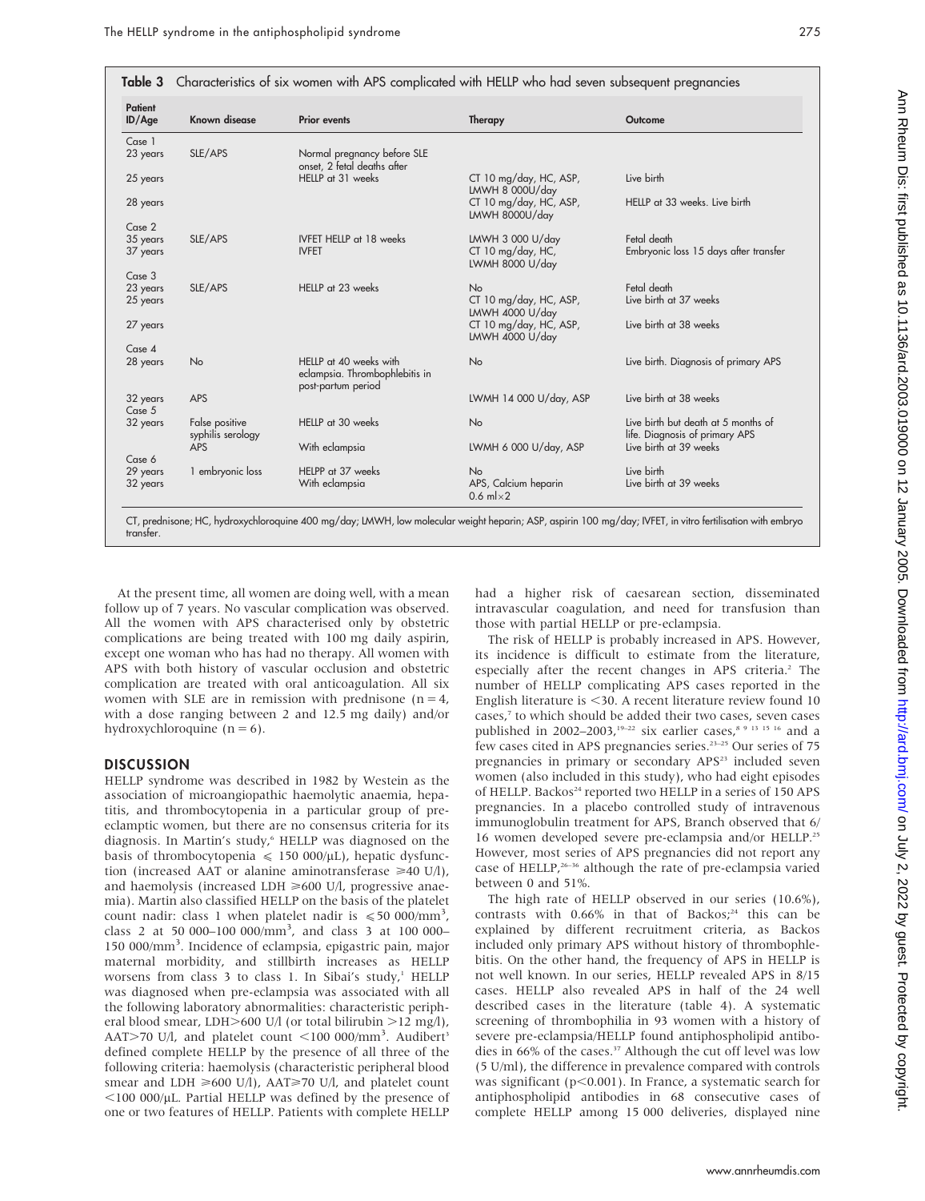**Table 3** Characteristics of six women with APS complicated with HELLP who had seven subsequent pregnancies

| Patient ID/Age | Known disease | Prior events | Therapy | Outcome |
|---|---|---|---|---|
| Case 1 | | | | |
| 23 years | SLE/APS | Normal pregnancy before SLE onset, 2 fetal deaths after | | |
| 25 years | | HELLP at 31 weeks | CT 10 mg/day, HC, ASP, LMWH 8 000U/day | Live birth |
| 28 years | | | CT 10 mg/day, HC, ASP, LMWH 8000U/day | HELLP at 33 weeks. Live birth |
| Case 2 | | | | |
| 35 years | SLE/APS | IVFET HELLP at 18 weeks | LMWH 3 000 U/day | Fetal death |
| 37 years | | IVFET | CT 10 mg/day, HC, LWMH 8000 U/day | Embryonic loss 15 days after transfer |
| Case 3 | | | | |
| 23 years | SLE/APS | HELLP at 23 weeks | No | Fetal death |
| 25 years | | | CT 10 mg/day, HC, ASP, LMWH 4000 U/day | Live birth at 37 weeks |
| 27 years | | | CT 10 mg/day, HC, ASP, LMWH 4000 U/day | Live birth at 38 weeks |
| Case 4 | | | | |
| 28 years | No | HELLP at 40 weeks with eclampsia. Thrombophlebitis in post-partum period | No | Live birth. Diagnosis of primary APS |
| 32 years | APS | | LWMH 14 000 U/day, ASP | Live birth at 38 weeks |
| Case 5 | | | | |
| 32 years | False positive syphilis serology | HELLP at 30 weeks | No | Live birth but death at 5 months of life. Diagnosis of primary APS |
| | APS | With eclampsia | LWMH 6 000 U/day, ASP | Live birth at 39 weeks |
| Case 6 | | | | |
| 29 years | 1 embryonic loss | HELPP at 37 weeks | No | Live birth |
| 32 years | | With eclampsia | APS, Calcium heparin 0.6 ml×2 | Live birth at 39 weeks |

CT, prednisone; HC, hydroxychloroquine 400 mg/day; LMWH, low molecular weight heparin; ASP, aspirin 100 mg/day; IVFET, in vitro fertilisation with embryo transfer.

At the present time, all women are doing well, with a mean follow up of 7 years. No vascular complication was observed. All the women with APS characterised only by obstetric complications are being treated with 100 mg daily aspirin, except one woman who has had no therapy. All women with APS with both history of vascular occlusion and obstetric complication are treated with oral anticoagulation. All six women with SLE are in remission with prednisone (n = 4, with a dose ranging between 2 and 12.5 mg daily) and/or hydroxychloroquine (n = 6).

## DISCUSSION

HELLP syndrome was described in 1982 by Westein as the association of microangiopathic haemolytic anaemia, hepatitis, and thrombocytopenia in a particular group of pre-eclamptic women, but there are no consensus criteria for its diagnosis. In Martin's study,[6] HELLP was diagnosed on the basis of thrombocytopenia ⩽ 150 000/μL), hepatic dysfunction (increased AAT or alanine aminotransferase ⩾40 U/l), and haemolysis (increased LDH ⩾600 U/l, progressive anaemia). Martin also classified HELLP on the basis of the platelet count nadir: class 1 when platelet nadir is ⩽50 000/mm$^3$, class 2 at 50 000–100 000/mm$^3$, and class 3 at 100 000–150 000/mm$^3$. Incidence of eclampsia, epigastric pain, major maternal morbidity, and stillbirth increases as HELLP worsens from class 3 to class 1. In Sibai's study,[1] HELLP was diagnosed when pre-eclampsia was associated with all the following laboratory abnormalities: characteristic peripheral blood smear, LDH>600 U/l (or total bilirubin >12 mg/l), AAT>70 U/l, and platelet count <100 000/mm$^3$. Audibert[3] defined complete HELLP by the presence of all three of the following criteria: haemolysis (characteristic peripheral blood smear and LDH ⩾600 U/l), AAT⩾70 U/l, and platelet count <100 000/μL. Partial HELLP was defined by the presence of one or two features of HELLP. Patients with complete HELLP had a higher risk of caesarean section, disseminated intravascular coagulation, and need for transfusion than those with partial HELLP or pre-eclampsia.

The risk of HELLP is probably increased in APS. However, its incidence is difficult to estimate from the literature, especially after the recent changes in APS criteria.[2] The number of HELLP complicating APS cases reported in the English literature is <30. A recent literature review found 10 cases,[7] to which should be added their two cases, seven cases published in 2002–2003,[19–22] six earlier cases,[8 9 13 15 16] and a few cases cited in APS pregnancies series.[23–25] Our series of 75 pregnancies in primary or secondary APS[23] included seven women (also included in this study), who had eight episodes of HELLP. Backos[24] reported two HELLP in a series of 150 APS pregnancies. In a placebo controlled study of intravenous immunoglobulin treatment for APS, Branch observed that 6/16 women developed severe pre-eclampsia and/or HELLP.[25] However, most series of APS pregnancies did not report any case of HELLP,[26–36] although the rate of pre-eclampsia varied between 0 and 51%.

The high rate of HELLP observed in our series (10.6%), contrasts with 0.66% in that of Backos;[24] this can be explained by different recruitment criteria, as Backos included only primary APS without history of thrombophlebitis. On the other hand, the frequency of APS in HELLP is not well known. In our series, HELLP revealed APS in 8/15 cases. HELLP also revealed APS in half of the 24 well described cases in the literature (table 4). A systematic screening of thrombophilia in 93 women with a history of severe pre-eclampsia/HELLP found antiphospholipid antibodies in 66% of the cases.[37] Although the cut off level was low (5 U/ml), the difference in prevalence compared with controls was significant (p<0.001). In France, a systematic search for antiphospholipid antibodies in 68 consecutive cases of complete HELLP among 15 000 deliveries, displayed nine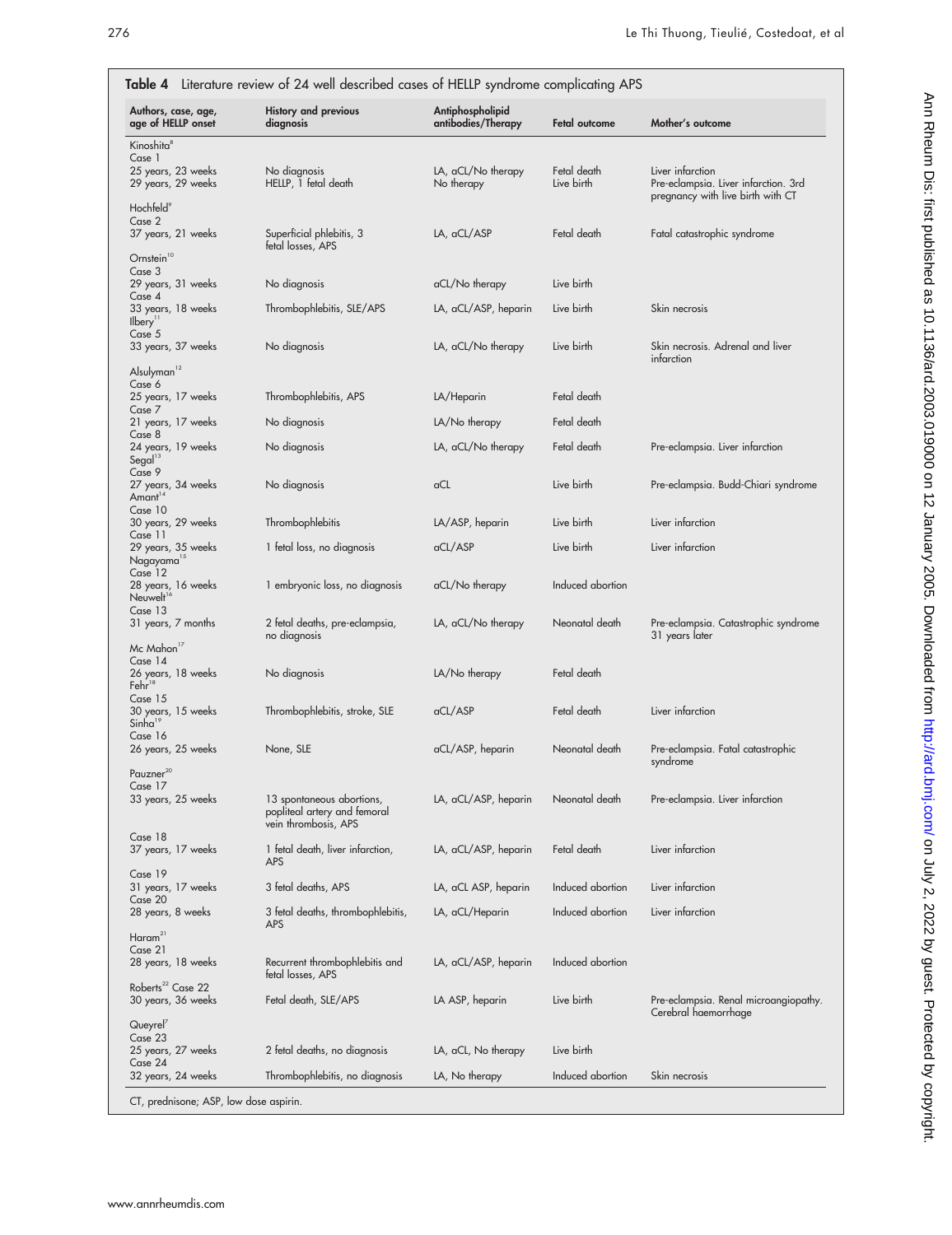**Table 4** Literature review of 24 well described cases of HELLP syndrome complicating APS

| Authors, case, age, age of HELLP onset | History and previous diagnosis | Antiphospholipid antibodies/Therapy | Fetal outcome | Mother's outcome |
|---|---|---|---|---|
| Kinoshita[8] | | | | |
| Case 1 | | | | |
| 25 years, 23 weeks | No diagnosis | LA, aCL/No therapy | Fetal death | Liver infarction |
| 29 years, 29 weeks | HELLP, 1 fetal death | No therapy | Live birth | Pre-eclampsia. Liver infarction. 3rd pregnancy with live birth with CT |
| Hochfeld[9] | | | | |
| Case 2 | | | | |
| 37 years, 21 weeks | Superficial phlebitis, 3 fetal losses, APS | LA, aCL/ASP | Fetal death | Fatal catastrophic syndrome |
| Ornstein[10] | | | | |
| Case 3 | | | | |
| 29 years, 31 weeks | No diagnosis | aCL/No therapy | Live birth | |
| Case 4 | | | | |
| 33 years, 18 weeks | Thrombophlebitis, SLE/APS | LA, aCL/ASP, heparin | Live birth | Skin necrosis |
| Ilbery[11] | | | | |
| Case 5 | | | | |
| 33 years, 37 weeks | No diagnosis | LA, aCL/No therapy | Live birth | Skin necrosis. Adrenal and liver infarction |
| Alsulyman[12] | | | | |
| Case 6 | | | | |
| 25 years, 17 weeks | Thrombophlebitis, APS | LA/Heparin | Fetal death | |
| Case 7 | | | | |
| 21 years, 17 weeks | No diagnosis | LA/No therapy | Fetal death | |
| Case 8 | | | | |
| 24 years, 19 weeks | No diagnosis | LA, aCL/No therapy | Fetal death | Pre-eclampsia. Liver infarction |
| Segal[13] | | | | |
| Case 9 | | | | |
| 27 years, 34 weeks | No diagnosis | aCL | Live birth | Pre-eclampsia. Budd-Chiari syndrome |
| Amant[14] | | | | |
| Case 10 | | | | |
| 30 years, 29 weeks | Thrombophlebitis | LA/ASP, heparin | Live birth | Liver infarction |
| Case 11 | | | | |
| 29 years, 35 weeks | 1 fetal loss, no diagnosis | aCL/ASP | Live birth | Liver infarction |
| Nagayama[15] | | | | |
| Case 12 | | | | |
| 28 years, 16 weeks | 1 embryonic loss, no diagnosis | aCL/No therapy | Induced abortion | |
| Neuwelt[16] | | | | |
| Case 13 | | | | |
| 31 years, 7 months | 2 fetal deaths, pre-eclampsia, no diagnosis | LA, aCL/No therapy | Neonatal death | Pre-eclampsia. Catastrophic syndrome 31 years later |
| Mc Mahon[17] | | | | |
| Case 14 | | | | |
| 26 years, 18 weeks | No diagnosis | LA/No therapy | Fetal death | |
| Fehr[18] | | | | |
| Case 15 | | | | |
| 30 years, 15 weeks | Thrombophlebitis, stroke, SLE | aCL/ASP | Fetal death | Liver infarction |
| Sinha[19] | | | | |
| Case 16 | | | | |
| 26 years, 25 weeks | None, SLE | aCL/ASP, heparin | Neonatal death | Pre-eclampsia. Fatal catastrophic syndrome |
| Pauzner[20] | | | | |
| Case 17 | | | | |
| 33 years, 25 weeks | 13 spontaneous abortions, popliteal artery and femoral vein thrombosis, APS | LA, aCL/ASP, heparin | Neonatal death | Pre-eclampsia. Liver infarction |
| Case 18 | | | | |
| 37 years, 17 weeks | 1 fetal death, liver infarction, APS | LA, aCL/ASP, heparin | Fetal death | Liver infarction |
| Case 19 | | | | |
| 31 years, 17 weeks | 3 fetal deaths, APS | LA, aCL ASP, heparin | Induced abortion | Liver infarction |
| Case 20 | | | | |
| 28 years, 8 weeks | 3 fetal deaths, thrombophlebitis, APS | LA, aCL/Heparin | Induced abortion | Liver infarction |
| Haram[21] | | | | |
| Case 21 | | | | |
| 28 years, 18 weeks | Recurrent thrombophlebitis and fetal losses, APS | LA, aCL/ASP, heparin | Induced abortion | |
| Roberts[22] Case 22 | | | | |
| 30 years, 36 weeks | Fetal death, SLE/APS | LA ASP, heparin | Live birth | Pre-eclampsia. Renal microangiopathy. Cerebral haemorrhage |
| Queyrel[7] | | | | |
| Case 23 | | | | |
| 25 years, 27 weeks | 2 fetal deaths, no diagnosis | LA, aCL, No therapy | Live birth | |
| Case 24 | | | | |
| 32 years, 24 weeks | Thrombophlebitis, no diagnosis | LA, No therapy | Induced abortion | Skin necrosis |

CT, prednisone; ASP, low dose aspirin.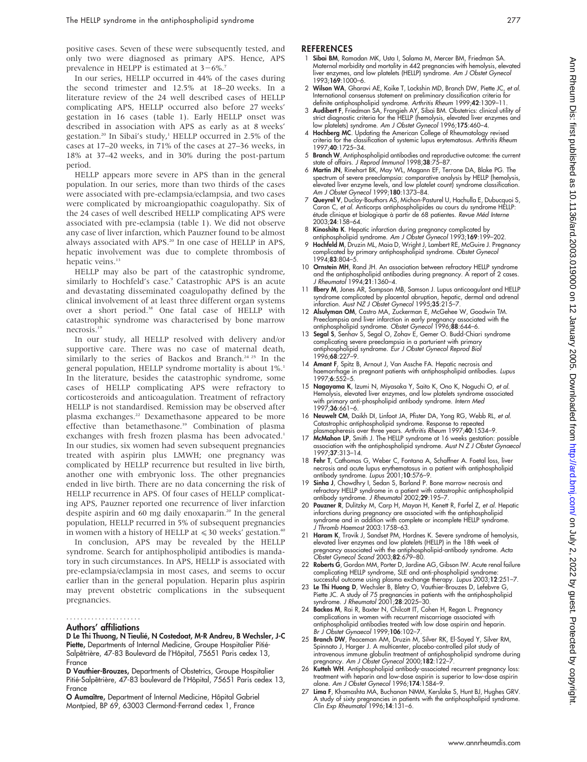positive cases. Seven of these were subsequently tested, and only two were diagnosed as primary APS. Hence, APS prevalence in HELPP is estimated at 3−6%.[7]

In our series, HELLP occurred in 44% of the cases during the second trimester and 12.5% at 18–20 weeks. In a literature review of the 24 well described cases of HELLP complicating APS, HELLP occurred also before 27 weeks' gestation in 16 cases (table 1). Early HELLP onset was described in association with APS as early as at 8 weeks' gestation.[20] In Sibai's study,[1] HELLP occurred in 2.5% of the cases at 17–20 weeks, in 71% of the cases at 27–36 weeks, in 18% at 37–42 weeks, and in 30% during the post-partum period.

HELLP appears more severe in APS than in the general population. In our series, more than two thirds of the cases were associated with pre-eclampsia/eclampsia, and two cases were complicated by microangiopathic coagulopathy. Six of the 24 cases of well described HELLP complicating APS were associated with pre-eclampsia (table 1). We did not observe any case of liver infarction, which Pauzner found to be almost always associated with APS.[20] In one case of HELLP in APS, hepatic involvement was due to complete thrombosis of hepatic veins.[13]

HELLP may also be part of the catastrophic syndrome, similarly to Hochfeld's case.[9] Catastrophic APS is an acute and devastating disseminated coagulopathy defined by the clinical involvement of at least three different organ systems over a short period.[38] One fatal case of HELLP with catastrophic syndrome was characterised by bone marrow necrosis.[19]

In our study, all HELLP resolved with delivery and/or supportive care. There was no case of maternal death, similarly to the series of Backos and Branch.[24 25] In the general population, HELLP syndrome mortality is about 1%.[1] In the literature, besides the catastrophic syndrome, some cases of HELLP complicating APS were refractory to corticosteroids and anticoagulation. Treatment of refractory HELLP is not standardised. Remission may be observed after plasma exchanges.[22] Dexamethasone appeared to be more effective than betamethasone.[39] Combination of plasma exchanges with fresh frozen plasma has been advocated.[1] In our studies, six women had seven subsequent pregnancies treated with aspirin plus LMWH; one pregnancy was complicated by HELLP recurrence but resulted in live birth, another one with embryonic loss. The other pregnancies ended in live birth. There are no data concerning the risk of HELLP recurrence in APS. Of four cases of HELLP complicating APS, Pauzner reported one recurrence of liver infarction despite aspirin and 60 mg daily enoxaparin.[20] In the general population, HELLP recurred in 5% of subsequent pregnancies in women with a history of HELLP at ⩽30 weeks' gestation.[40]

In conclusion, APS may be revealed by the HELLP syndrome. Search for antiphospholipid antibodies is mandatory in such circumstances. In APS, HELLP is associated with pre-eclampsia/eclampsia in most cases, and seems to occur earlier than in the general population. Heparin plus aspirin may prevent obstetric complications in the subsequent pregnancies.

### Authors' affiliations

**D Le Thi Thuong, N Tieulié, N Costedoat, M-R Andreu, B Wechsler, J-C Piette,** Departments of Internal Medicine, Groupe Hospitalier Pitié-Salpêtrière, 47-83 Boulevard de l'Hôpital, 75651 Paris cedex 13, France

**D Vauthier-Brouzes,** Departments of Obstetrics, Groupe Hospitalier Pitié-Salpêtrière, 47-83 boulevard de l'Hôpital, 75651 Paris cedex 13, France

**O Aumaître,** Department of Internal Medicine, Hôpital Gabriel Montpied, BP 69, 63003 Clermond-Ferrand cedex 1, France

## REFERENCES

1. **Sibai BM**, Ramadan MK, Usta I, Salama M, Mercer BM, Friedman SA. Maternal morbidity and mortality in 442 pregnancies with hemolysis, elevated liver enzymes, and low platelets (HELLP) syndrome. *Am J Obstet Gynecol* 1993;**169**:1000–6.
2. **Wilson WA**, Gharavi AE, Koike T, Lockshin MD, Branch DW, Piette JC, *et al.* International consensus statement on preliminary classification criteria for definite antiphospholipid syndrome. *Arthritis Rheum* 1999;**42**:1309–11.
3. **Audibert F**, Friedman SA, Frangieh AY, Sibai BM. Obstetrics: clinical utility of strict diagnostic criteria for the HELLP (hemolysis, elevated liver enzymes and low platelets) syndrome. *Am J Obstet Gynecol* 1996;**175**:460–4.
4. **Hochberg MC**. Updating the American College of Rheumatology revised criteria for the classification of systemic lupus erytematosus. *Arthritis Rheum* 1997;**40**:1725–34.
5. **Branch W**. Antiphospholipid antibodies and reproductive outcome: the current state of affairs. *J Reprod Immunol* 1998;**38**:75–87.
6. **Martin JN**, Rinehart BK, May WL, Magann EF, Terrone DA, Blake PG. The spectrum of severe preeclampsia: comparative analysis by HELLP (hemolysis, elevated liver enzyme levels, and low platelet count) syndrome classification. *Am J Obstet Gynecol* 1999;**180**:1373–84.
7. **Queyrel V**, Ducloy-Bouthors AS, Michon-Pasturel U, Hachulla E, Dubucquoi S, Caron C, *et al.* Anticorps antiphospholipides au cours du syndrome HELLP: étude clinique et biologique à partir de 68 patientes. *Revue Méd Interne* 2003;**24**:158–64.
8. **Kinoshita K**. Hepatic infarction during pregnancy complicated by antiphospholipid syndrome. *Am J Obstet Gynecol* 1993;**169**:199–202.
9. **Hochfeld M**, Druzin ML, Maia D, Wright J, Lambert RE, McGuire J. Pregnancy complicated by primary antiphospholipid syndrome. *Obstet Gynecol* 1994;**83**:804–5.
10. **Ornstein MH**, Rand JH. An association between refractory HELLP syndrome and the antiphospholipid antibodies during pregnancy. A report of 2 cases. *J Rheumatol* 1994;**21**:1360–4.
11. **Ilbery M**, Jones AR, Sampson MB, Samson J. Lupus anticoagulant and HELLP syndrome complicated by placental abruption, hepatic, dermal and adrenal infarction. *Aust NZ J Obstet Gynecol* 1995;**35**:215–7.
12. **Alsulyman OM**, Castro MA, Zuckerman E, McGehee W, Goodwin TM. Preeclampsia and liver infarction in early pregnancy associated with the antiphospholipid syndrome. *Obstet Gynecol* 1996;**88**:644–6.
13. **Segal S**, Senhav S, Segal O, Zohav E, Gemer O. Budd-Chiari syndrome complicating severe preeclampsia in a parturient with primary antiphospholipid syndrome. *Eur J Obstet Gynecol Reprod Biol* 1996;**68**:227–9.
14. **Amant F**, Spitz B, Arnout J, Van Assche FA. Hepatic necrosis and haemorrhage in pregnant patients with antiphospholipid antibodies. *Lupus* 1997;**6**:552–5.
15. **Nagayama K**, Izumi N, Miyasaka Y, Saito K, Ono K, Noguchi O, *et al.* Hemolysis, elevated liver enzymes, and low platelets syndrome associated with primary anti-phospholipid antibody syndrome. *Intern Med* 1997;**36**:661–6.
16. **Neuwelt CM**, Daikh DI, Linfoot JA, Pfister DA, Yong RG, Webb RL, *et al.* Catastrophic antiphospholipid syndrome. Response to repeated plasmapheresis over three years. *Arthritis Rheum* 1997;**40**:1534–9.
17. **McMahon LP**, Smith J. The HELLP syndrome at 16 weeks gestation: possible association with the antiphospholipid syndrome. *Aust N Z J Obstet Gynaecol* 1997;**37**:313–14.
18. **Fehr T**, Cathomas G, Weber C, Fontana A, Schaffner A. Foetal loss, liver necrosis and acute lupus erythematosus in a patient with antiphospholipid antibody syndrome. *Lupus* 2001;**10**:576–9.
19. **Sinha J**, Chowdhry I, Sedan S, Barland P. Bone marrow necrosis and refractory HELLP syndrome in a patient with catastrophic antiphospholipid antibody syndrome. *J Rheumatol* 2002;**29**:195–7.
20. **Pauzner R**, Dulitzky M, Carp H, Mayan H, Kenett R, Farfel Z, *et al.* Hepatic infarctions during pregnancy are associated with the antiphospholipid syndrome and in addition with complete or incomplete HELLP syndrome. *J Thromb Haemost* 2003:1758–63.
21. **Haram K**, Trovik J, Sandset PM, Hordnes K. Severe syndrome of hemolysis, elevated liver enzymes and low platelets (HELLP) in the 18th week of pregnancy associated with the antiphospholipid-antibody syndrome. *Acta Obstet Gynecol Scand* 2003;**82**:679–80.
22. **Roberts G**, Gordon MM, Porter D, Jardine AG, Gibson IW. Acute renal failure complicating HELLP syndrome, SLE and anti-phospholipid syndrome: successful outcome using plasma exchange therapy. *Lupus* 2003;**12**:251–7.
23. **Le Thi Huong D**, Wechsler B, Bletry O, Vauthier-Brouzes D, Lefebvre G, Piette JC. A study of 75 pregnancies in patients with the antiphospholipid syndrome. *J Rheumatol* 2001;**28**:2025–30.
24. **Backos M**, Rai R, Baxter N, Chilcott IT, Cohen H, Regan L. Pregnancy complications in women with recurrent miscarriage associated with antiphospholipid antibodies treated with low dose aspirin and heparin. *Br J Obstet Gynaecol* 1999;**106**:102–7.
25. **Branch DW**, Peaceman AM, Druzin M, Silver RK, El-Sayed Y, Silver RM, Spinnato J, Harger J. A multicenter, placebo-controlled pilot study of intravenous immune globulin treatment of antiphospholipid syndrome during pregnancy. *Am J Obstet Gynecol* 2000;**182**:122–7.
26. **Kutteh WH**. Antiphospholipid antibody-associated recurrent pregnancy loss: treatment with heparin and low-dose aspirin is superior to low-dose aspirin alone. *Am J Obstet Gynecol* 1996;**174**:1584–9.
27. **Lima F**, Khamashta MA, Buchanan NMM, Kerslake S, Hunt BJ, Hughes GRV. A study of sixty pregnancies in patients with the antiphospholipid syndrome. *Clin Exp Rheumatol* 1996;**14**:131–6.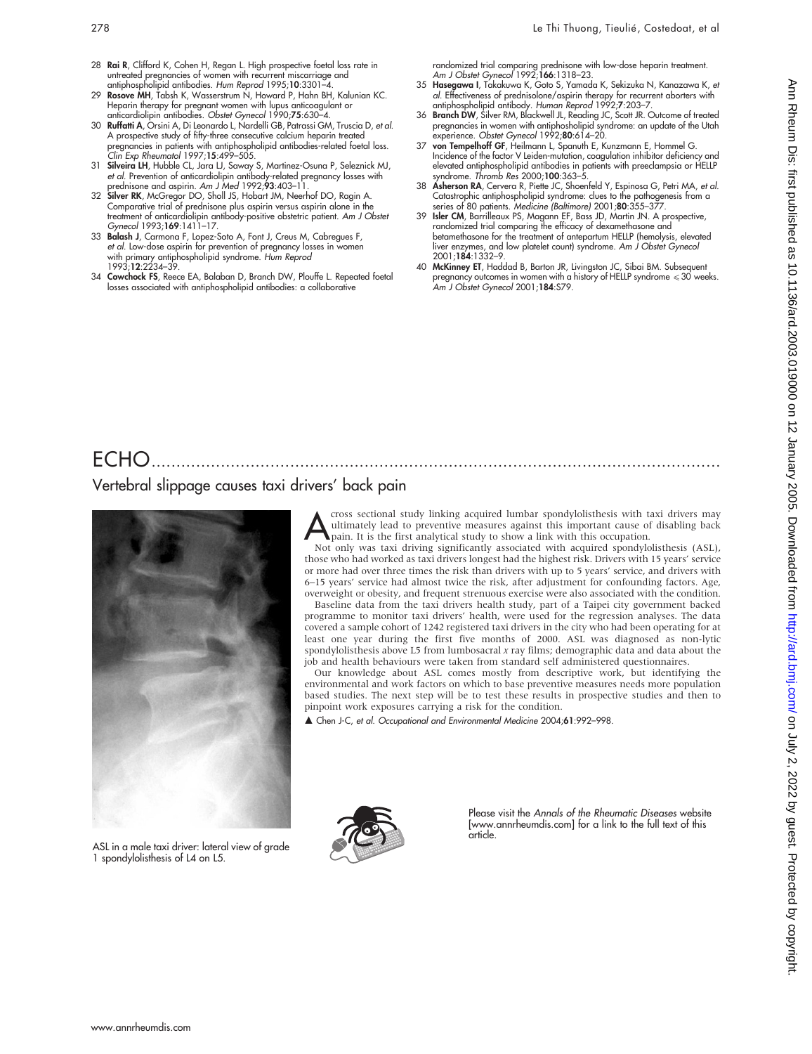28 **Rai R**, Clifford K, Cohen H, Regan L. High prospective foetal loss rate in untreated pregnancies of women with recurrent miscarriage and antiphospholipid antibodies. *Hum Reprod* 1995;**10**:3301–4.

29 **Rosove MH**, Tabsh K, Wasserstrum N, Howard P, Hahn BH, Kalunian KC. Heparin therapy for pregnant women with lupus anticoagulant or anticardiolipin antibodies. *Obstet Gynecol* 1990;**75**:630–4.

30 **Ruffatti A**, Orsini A, Di Leonardo L, Nardelli GB, Patrassi GM, Truscia D, *et al.* A prospective study of fifty-three consecutive calcium heparin treated pregnancies in patients with antiphospholipid antibodies-related foetal loss. *Clin Exp Rheumatol* 1997;**15**:499–505.

31 **Silveira LH**, Hubble CL, Jara LJ, Saway S, Martinez-Osuna P, Seleznick MJ, *et al.* Prevention of anticardiolipin antibody-related pregnancy losses with prednisone and aspirin. *Am J Med* 1992;**93**:403–11.

32 **Silver RK**, McGregor DO, Sholl JS, Hobart JM, Neerhof DO, Ragin A. Comparative trial of prednisone plus aspirin versus aspirin alone in the treatment of anticardiolipin antibody-positive obstetric patient. *Am J Obstet Gynecol* 1993;**169**:1411–17.

33 **Balash J**, Carmona F, Lopez-Soto A, Font J, Creus M, Cabregues F, *et al.* Low-dose aspirin for prevention of pregnancy losses in women with primary antiphospholipid syndrome. *Hum Reprod* 1993;**12**:2234–39.

34 **Cowchock FS**, Reece EA, Balaban D, Branch DW, Plouffe L. Repeated foetal losses associated with antiphospholipid antibodies: a collaborative randomized trial comparing prednisone with low-dose heparin treatment. *Am J Obstet Gynecol* 1992;**166**:1318–23.

35 **Hasegawa I**, Takakuwa K, Goto S, Yamada K, Sekizuka N, Kanazawa K, *et al.* Effectiveness of prednisolone/aspirin therapy for recurrent aborters with antiphospholipid antibody. *Human Reprod* 1992;**7**:203–7.

36 **Branch DW**, Silver RM, Blackwell JL, Reading JC, Scott JR. Outcome of treated pregnancies in women with antiphosholipid syndrome: an update of the Utah experience. *Obstet Gynecol* 1992;**80**:614–20.

37 **von Tempelhoff GF**, Heilmann L, Spanuth E, Kunzmann E, Hommel G. Incidence of the factor V Leiden-mutation, coagulation inhibitor deficiency and elevated antiphospholipid antibodies in patients with preeclampsia or HELLP syndrome. *Thromb Res* 2000;**100**:363–5.

38 **Asherson RA**, Cervera R, Piette JC, Shoenfeld Y, Espinosa G, Petri MA, *et al.* Catastrophic antiphospholipid syndrome: clues to the pathogenesis from a series of 80 patients. *Medicine (Baltimore)* 2001;**80**:355–377.

39 **Isler CM**, Barrilleaux PS, Magann EF, Bass JD, Martin JN. A prospective, randomized trial comparing the efficacy of dexamethasone and betamethasone for the treatment of antepartum HELLP (hemolysis, elevated liver enzymes, and low platelet count) syndrome. *Am J Obstet Gynecol* 2001;**184**:1332–9.

40 **McKinney ET**, Haddad B, Barton JR, Livingston JC, Sibai BM. Subsequent pregnancy outcomes in women with a history of HELLP syndrome ≤30 weeks. *Am J Obstet Gynecol* 2001;**184**:S79.

# ECHO

## Vertebral slippage causes taxi drivers' back pain

ASL in a male taxi driver: lateral view of grade 1 spondylolisthesis of L4 on L5.

A cross sectional study linking acquired lumbar spondylolisthesis with taxi drivers may ultimately lead to preventive measures against this important cause of disabling back pain. It is the first analytical study to show a link with this occupation.

Not only was taxi driving significantly associated with acquired spondylolisthesis (ASL), those who had worked as taxi drivers longest had the highest risk. Drivers with 15 years' service or more had over three times the risk than drivers with up to 5 years' service, and drivers with 6–15 years' service had almost twice the risk, after adjustment for confounding factors. Age, overweight or obesity, and frequent strenuous exercise were also associated with the condition.

Baseline data from the taxi drivers health study, part of a Taipei city government backed programme to monitor taxi drivers' health, were used for the regression analyses. The data covered a sample cohort of 1242 registered taxi drivers in the city who had been operating for at least one year during the first five months of 2000. ASL was diagnosed as non-lytic spondylolisthesis above L5 from lumbosacral *x* ray films; demographic data and data about the job and health behaviours were taken from standard self administered questionnaires.

Our knowledge about ASL comes mostly from descriptive work, but identifying the environmental and work factors on which to base preventive measures needs more population based studies. The next step will be to test these results in prospective studies and then to pinpoint work exposures carrying a risk for the condition.

▲ Chen J-C, *et al. Occupational and Environmental Medicine* 2004;**61**:992–998.

Please visit the *Annals of the Rheumatic Diseases* website [www.annrheumdis.com] for a link to the full text of this article.